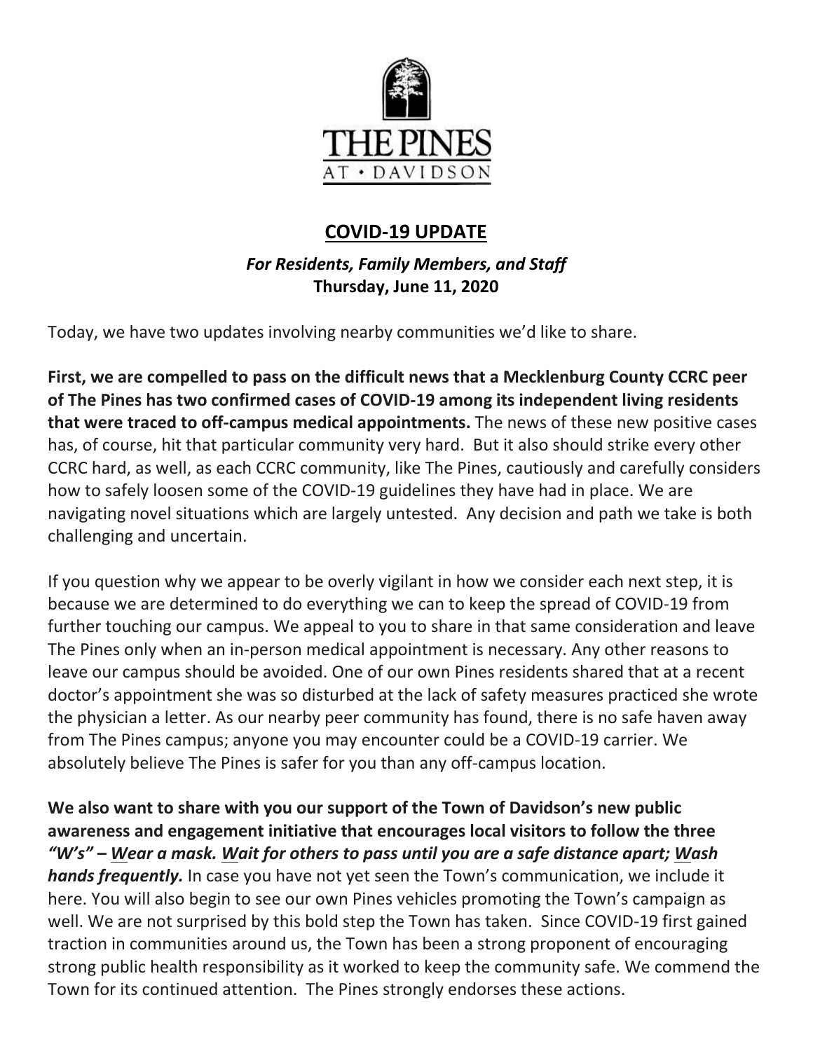THE PINES
AT • DAVIDSON

# COVID-19 UPDATE

***For Residents, Family Members, and Staff***
**Thursday, June 11, 2020**

Today, we have two updates involving nearby communities we'd like to share.

**First, we are compelled to pass on the difficult news that a Mecklenburg County CCRC peer of The Pines has two confirmed cases of COVID-19 among its independent living residents that were traced to off-campus medical appointments.** The news of these new positive cases has, of course, hit that particular community very hard. But it also should strike every other CCRC hard, as well, as each CCRC community, like The Pines, cautiously and carefully considers how to safely loosen some of the COVID-19 guidelines they have had in place. We are navigating novel situations which are largely untested. Any decision and path we take is both challenging and uncertain.

If you question why we appear to be overly vigilant in how we consider each next step, it is because we are determined to do everything we can to keep the spread of COVID-19 from further touching our campus. We appeal to you to share in that same consideration and leave The Pines only when an in-person medical appointment is necessary. Any other reasons to leave our campus should be avoided. One of our own Pines residents shared that at a recent doctor's appointment she was so disturbed at the lack of safety measures practiced she wrote the physician a letter. As our nearby peer community has found, there is no safe haven away from The Pines campus; anyone you may encounter could be a COVID-19 carrier. We absolutely believe The Pines is safer for you than any off-campus location.

**We also want to share with you our support of the Town of Davidson's new public awareness and engagement initiative that encourages local visitors to follow the three *"W's" – Wear a mask. Wait for others to pass until you are a safe distance apart; Wash hands frequently.*** In case you have not yet seen the Town's communication, we include it here. You will also begin to see our own Pines vehicles promoting the Town's campaign as well. We are not surprised by this bold step the Town has taken. Since COVID-19 first gained traction in communities around us, the Town has been a strong proponent of encouraging strong public health responsibility as it worked to keep the community safe. We commend the Town for its continued attention. The Pines strongly endorses these actions.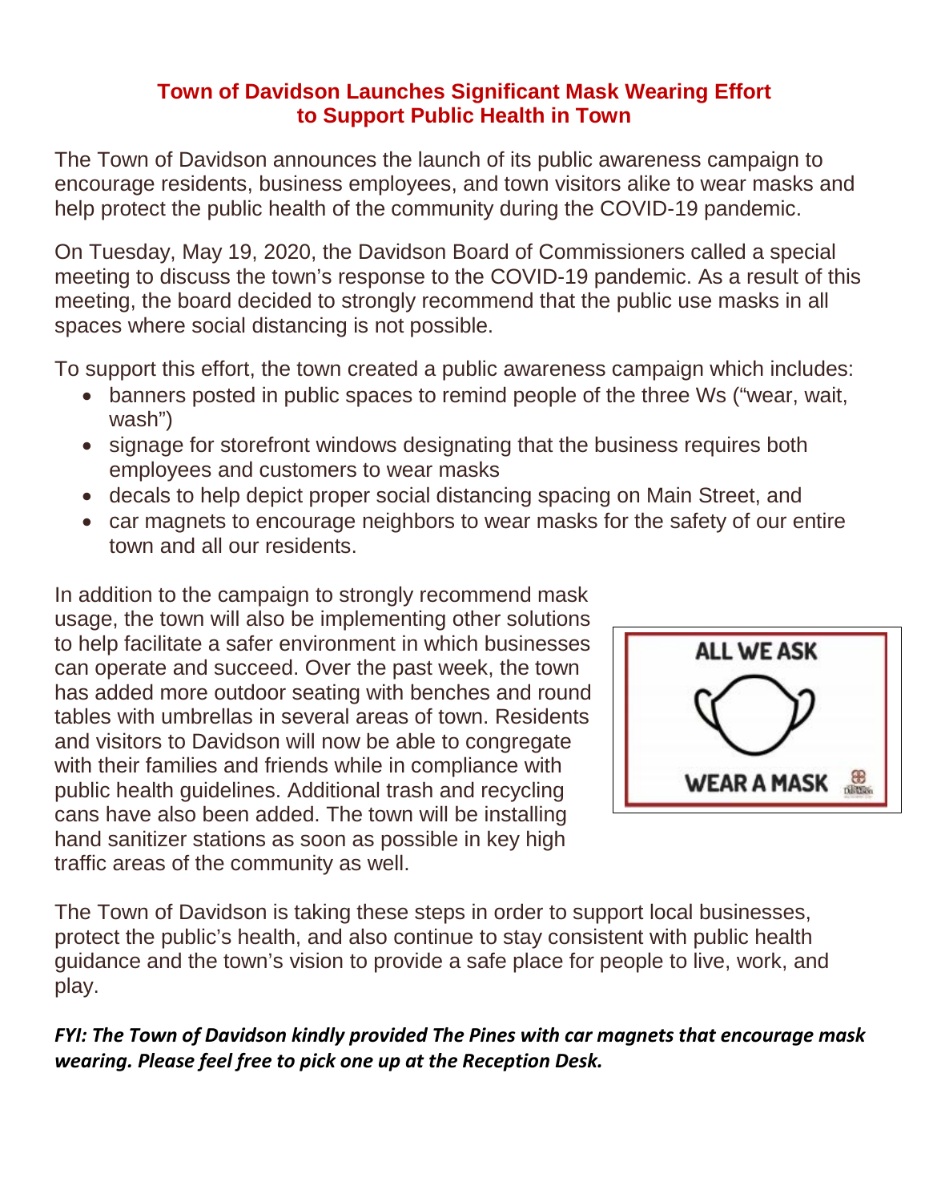## Town of Davidson Launches Significant Mask Wearing Effort to Support Public Health in Town

The Town of Davidson announces the launch of its public awareness campaign to encourage residents, business employees, and town visitors alike to wear masks and help protect the public health of the community during the COVID-19 pandemic.

On Tuesday, May 19, 2020, the Davidson Board of Commissioners called a special meeting to discuss the town's response to the COVID-19 pandemic. As a result of this meeting, the board decided to strongly recommend that the public use masks in all spaces where social distancing is not possible.

To support this effort, the town created a public awareness campaign which includes:

- banners posted in public spaces to remind people of the three Ws ("wear, wait, wash")
- signage for storefront windows designating that the business requires both employees and customers to wear masks
- decals to help depict proper social distancing spacing on Main Street, and
- car magnets to encourage neighbors to wear masks for the safety of our entire town and all our residents.

In addition to the campaign to strongly recommend mask usage, the town will also be implementing other solutions to help facilitate a safer environment in which businesses can operate and succeed. Over the past week, the town has added more outdoor seating with benches and round tables with umbrellas in several areas of town. Residents and visitors to Davidson will now be able to congregate with their families and friends while in compliance with public health guidelines. Additional trash and recycling cans have also been added. The town will be installing hand sanitizer stations as soon as possible in key high traffic areas of the community as well.

ALL WE ASK

WEAR A MASK

The Town of Davidson is taking these steps in order to support local businesses, protect the public's health, and also continue to stay consistent with public health guidance and the town's vision to provide a safe place for people to live, work, and play.

***FYI: The Town of Davidson kindly provided The Pines with car magnets that encourage mask wearing. Please feel free to pick one up at the Reception Desk.***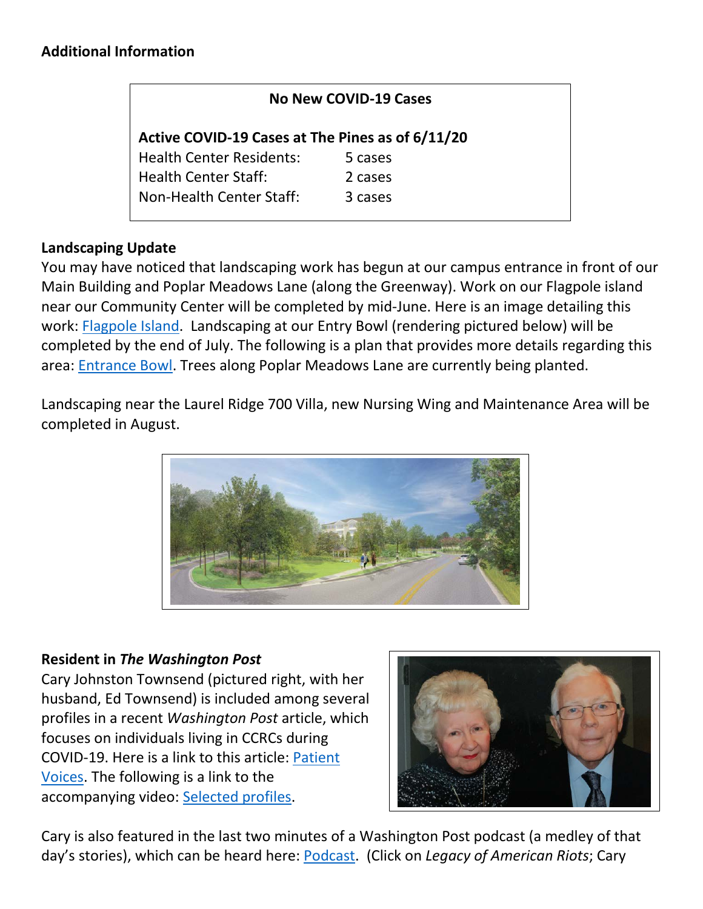**Additional Information**

**No New COVID-19 Cases**

**Active COVID-19 Cases at The Pines as of 6/11/20**

| | |
|---|---|
| Health Center Residents: | 5 cases |
| Health Center Staff: | 2 cases |
| Non-Health Center Staff: | 3 cases |

**Landscaping Update**

You may have noticed that landscaping work has begun at our campus entrance in front of our Main Building and Poplar Meadows Lane (along the Greenway). Work on our Flagpole island near our Community Center will be completed by mid-June. Here is an image detailing this work: Flagpole Island. Landscaping at our Entry Bowl (rendering pictured below) will be completed by the end of July. The following is a plan that provides more details regarding this area: Entrance Bowl. Trees along Poplar Meadows Lane are currently being planted.

Landscaping near the Laurel Ridge 700 Villa, new Nursing Wing and Maintenance Area will be completed in August.

**Resident in *The Washington Post***

Cary Johnston Townsend (pictured right, with her husband, Ed Townsend) is included among several profiles in a recent *Washington Post* article, which focuses on individuals living in CCRCs during COVID-19. Here is a link to this article: Patient Voices. The following is a link to the accompanying video: Selected profiles.

Cary is also featured in the last two minutes of a Washington Post podcast (a medley of that day's stories), which can be heard here: Podcast. (Click on *Legacy of American Riots*; Cary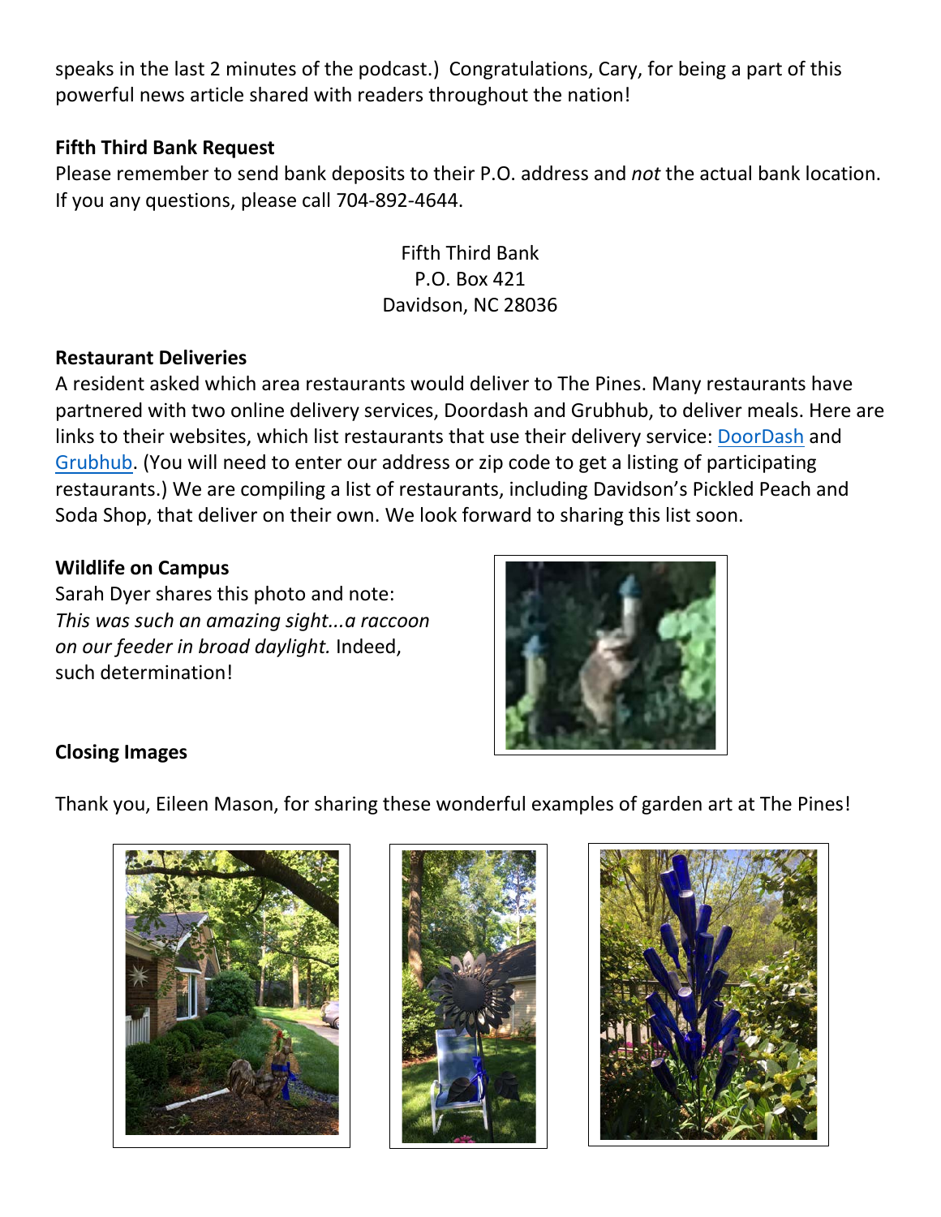speaks in the last 2 minutes of the podcast.) Congratulations, Cary, for being a part of this powerful news article shared with readers throughout the nation!

**Fifth Third Bank Request**

Please remember to send bank deposits to their P.O. address and *not* the actual bank location. If you any questions, please call 704-892-4644.

Fifth Third Bank
P.O. Box 421
Davidson, NC 28036

**Restaurant Deliveries**

A resident asked which area restaurants would deliver to The Pines. Many restaurants have partnered with two online delivery services, Doordash and Grubhub, to deliver meals. Here are links to their websites, which list restaurants that use their delivery service: DoorDash and Grubhub. (You will need to enter our address or zip code to get a listing of participating restaurants.) We are compiling a list of restaurants, including Davidson's Pickled Peach and Soda Shop, that deliver on their own. We look forward to sharing this list soon.

**Wildlife on Campus**

Sarah Dyer shares this photo and note: *This was such an amazing sight...a raccoon on our feeder in broad daylight.* Indeed, such determination!

**Closing Images**

Thank you, Eileen Mason, for sharing these wonderful examples of garden art at The Pines!